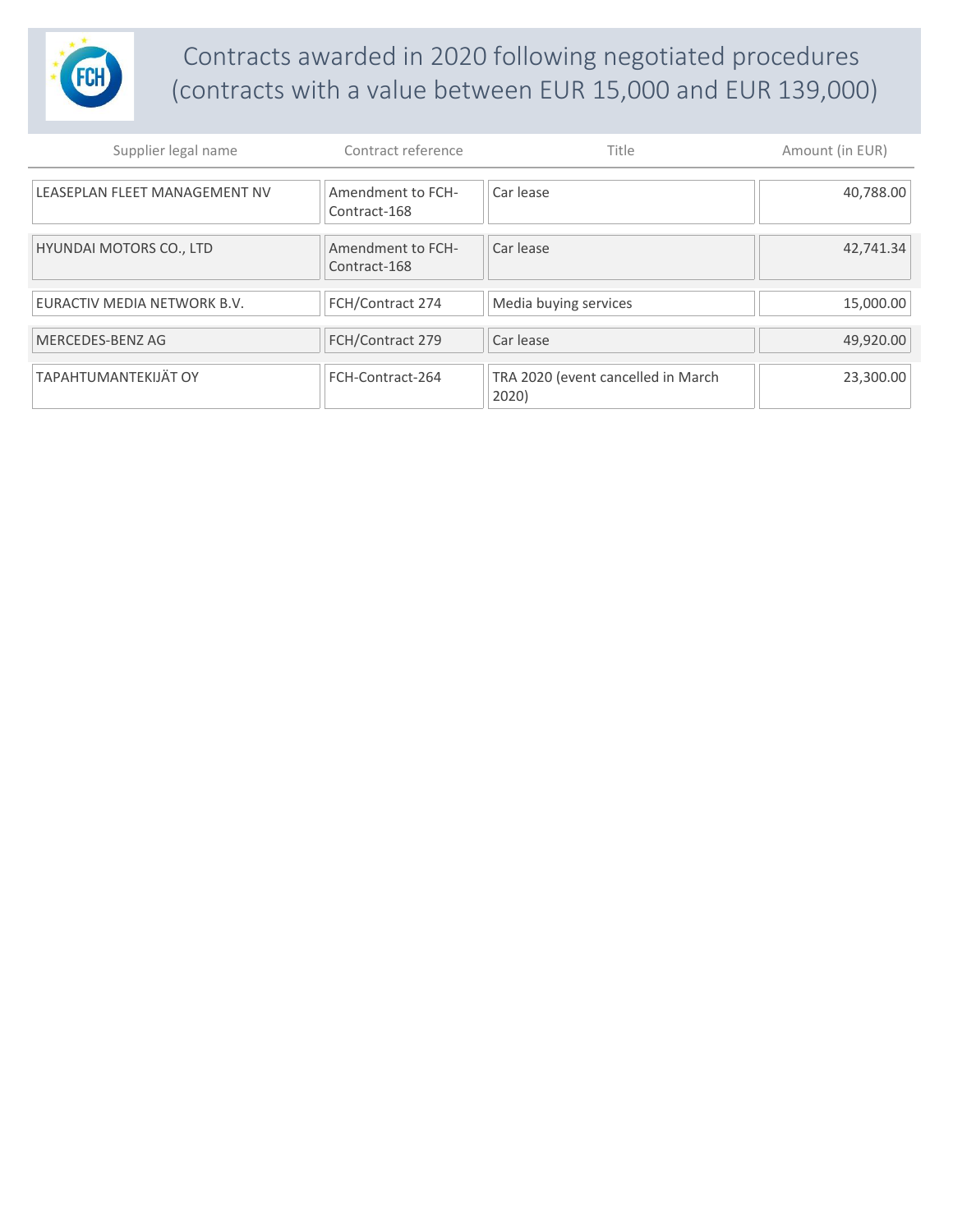# Contracts awarded in 2020 following negotiated procedures (contracts with a value between EUR 15,000 and EUR 139,000)

| Supplier legal name | Contract reference | Title | Amount (in EUR) |
|---|---|---|---|
| LEASEPLAN FLEET MANAGEMENT NV | Amendment to FCH-Contract-168 | Car lease | 40,788.00 |
| HYUNDAI MOTORS CO., LTD | Amendment to FCH-Contract-168 | Car lease | 42,741.34 |
| EURACTIV MEDIA NETWORK B.V. | FCH/Contract 274 | Media buying services | 15,000.00 |
| MERCEDES-BENZ AG | FCH/Contract 279 | Car lease | 49,920.00 |
| TAPAHTUMANTEKIJÄT OY | FCH-Contract-264 | TRA 2020 (event cancelled in March 2020) | 23,300.00 |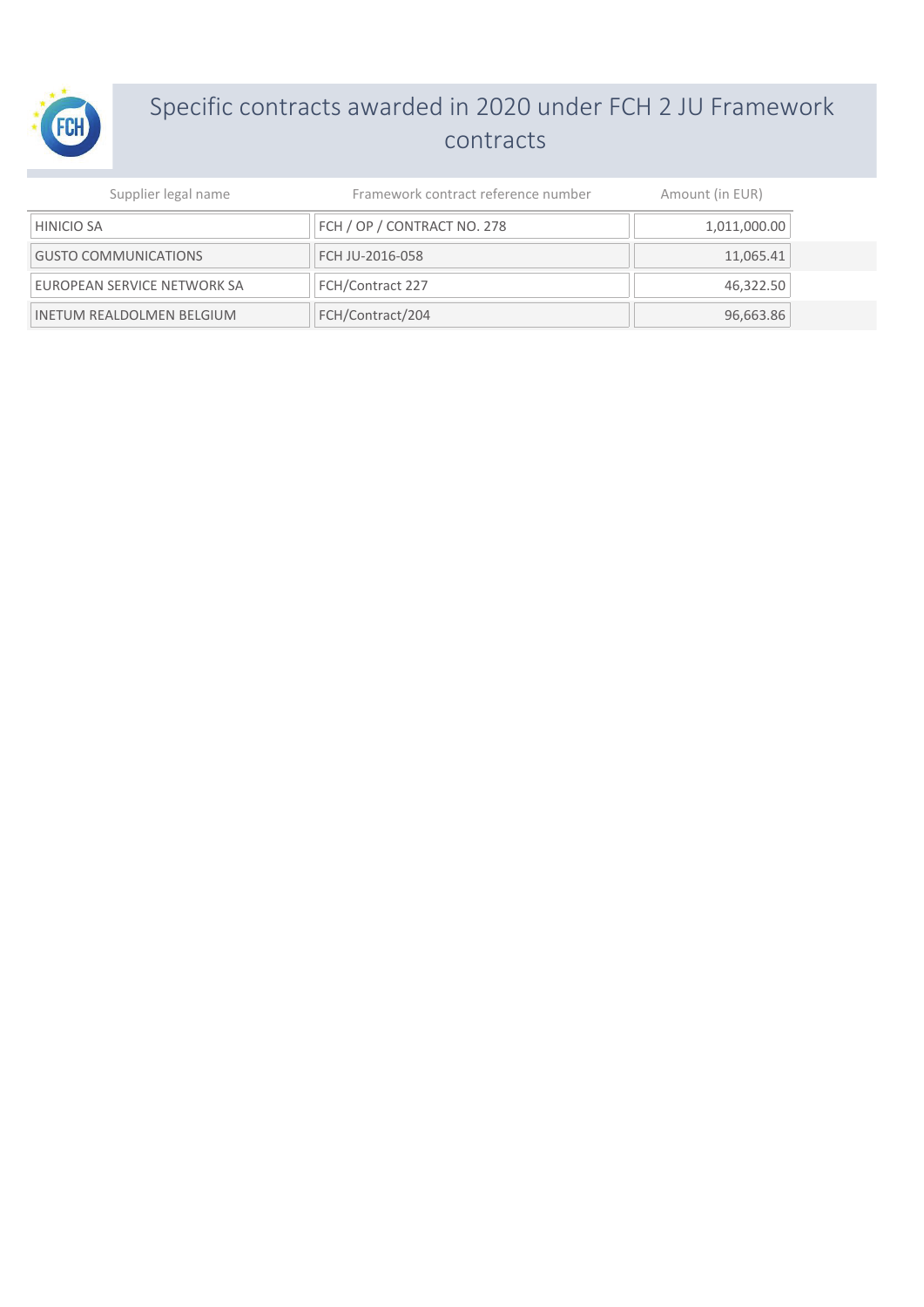# Specific contracts awarded in 2020 under FCH 2 JU Framework contracts

| Supplier legal name | Framework contract reference number | Amount (in EUR) |
|---|---|---|
| HINICIO SA | FCH / OP / CONTRACT NO. 278 | 1,011,000.00 |
| GUSTO COMMUNICATIONS | FCH JU-2016-058 | 11,065.41 |
| EUROPEAN SERVICE NETWORK SA | FCH/Contract 227 | 46,322.50 |
| INETUM REALDOLMEN BELGIUM | FCH/Contract/204 | 96,663.86 |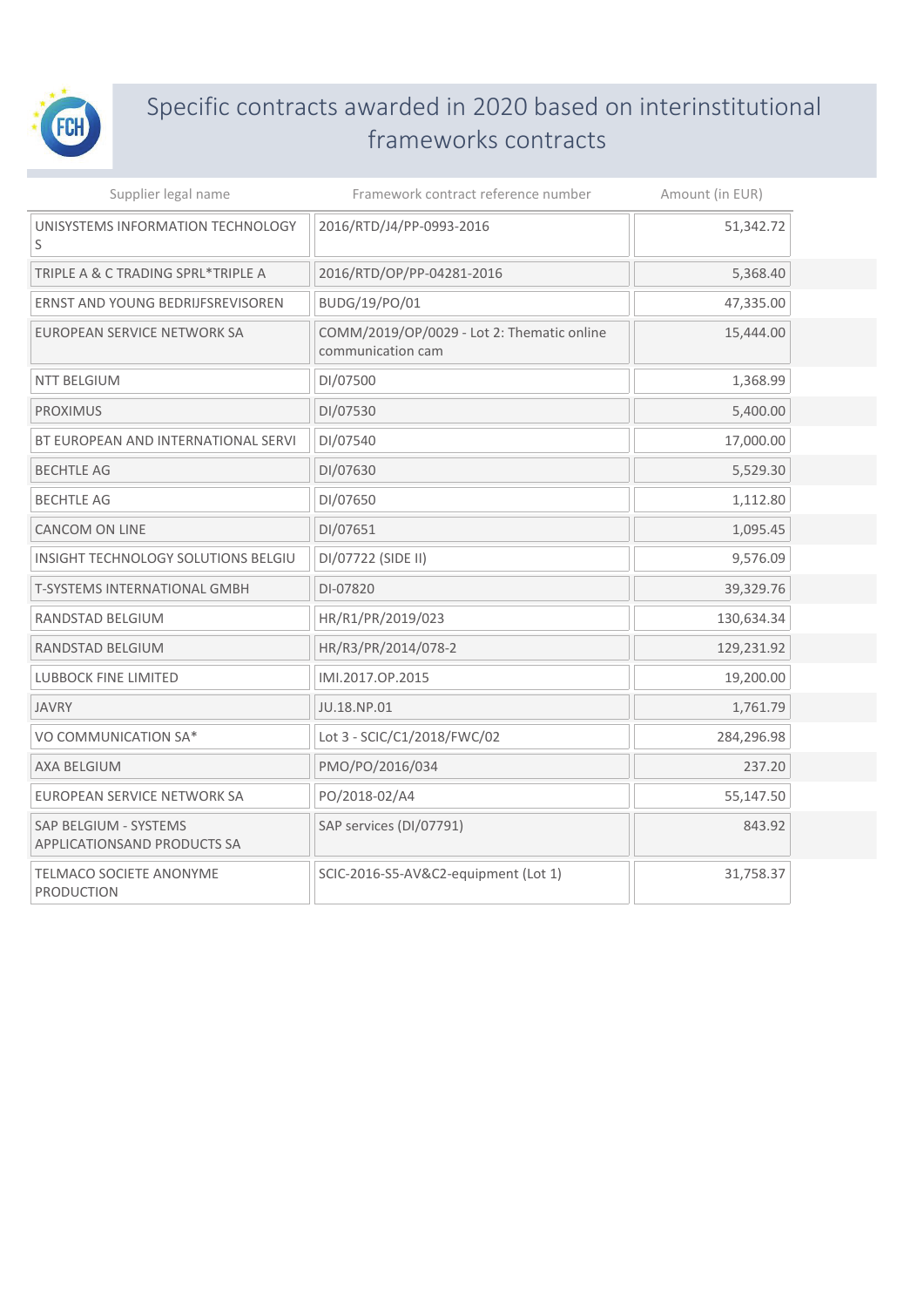# Specific contracts awarded in 2020 based on interinstitutional frameworks contracts

| Supplier legal name | Framework contract reference number | Amount (in EUR) |
|---|---|---|
| UNISYSTEMS INFORMATION TECHNOLOGY S | 2016/RTD/J4/PP-0993-2016 | 51,342.72 |
| TRIPLE A & C TRADING SPRL*TRIPLE A | 2016/RTD/OP/PP-04281-2016 | 5,368.40 |
| ERNST AND YOUNG BEDRIJFSREVISOREN | BUDG/19/PO/01 | 47,335.00 |
| EUROPEAN SERVICE NETWORK SA | COMM/2019/OP/0029 - Lot 2: Thematic online communication cam | 15,444.00 |
| NTT BELGIUM | DI/07500 | 1,368.99 |
| PROXIMUS | DI/07530 | 5,400.00 |
| BT EUROPEAN AND INTERNATIONAL SERVI | DI/07540 | 17,000.00 |
| BECHTLE AG | DI/07630 | 5,529.30 |
| BECHTLE AG | DI/07650 | 1,112.80 |
| CANCOM ON LINE | DI/07651 | 1,095.45 |
| INSIGHT TECHNOLOGY SOLUTIONS BELGIU | DI/07722 (SIDE II) | 9,576.09 |
| T-SYSTEMS INTERNATIONAL GMBH | DI-07820 | 39,329.76 |
| RANDSTAD BELGIUM | HR/R1/PR/2019/023 | 130,634.34 |
| RANDSTAD BELGIUM | HR/R3/PR/2014/078-2 | 129,231.92 |
| LUBBOCK FINE LIMITED | IMI.2017.OP.2015 | 19,200.00 |
| JAVRY | JU.18.NP.01 | 1,761.79 |
| VO COMMUNICATION SA* | Lot 3 - SCIC/C1/2018/FWC/02 | 284,296.98 |
| AXA BELGIUM | PMO/PO/2016/034 | 237.20 |
| EUROPEAN SERVICE NETWORK SA | PO/2018-02/A4 | 55,147.50 |
| SAP BELGIUM - SYSTEMS APPLICATIONSAND PRODUCTS SA | SAP services (DI/07791) | 843.92 |
| TELMACO SOCIETE ANONYME PRODUCTION | SCIC-2016-S5-AV&C2-equipment (Lot 1) | 31,758.37 |